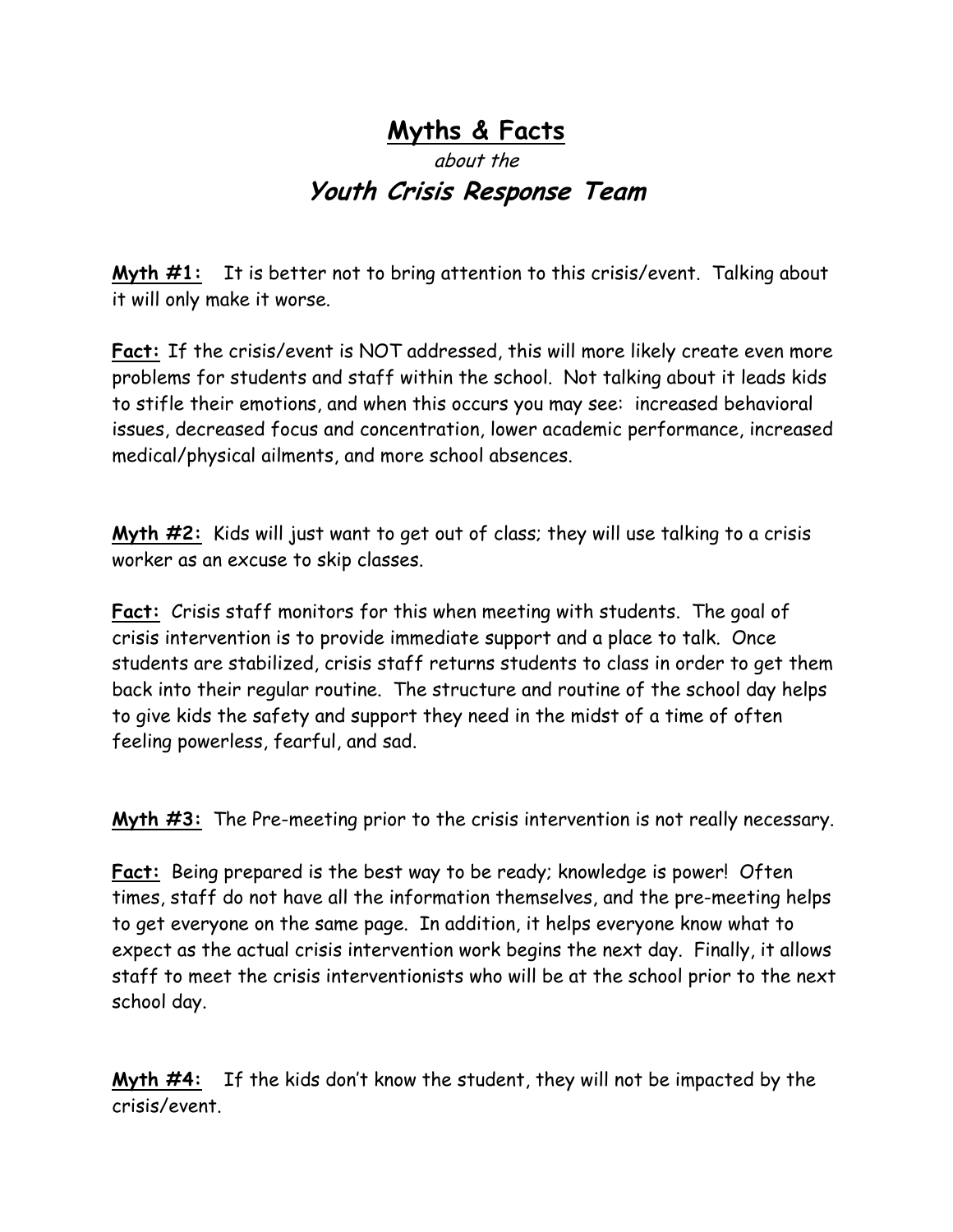# Myths & Facts

*about the*

## *Youth Crisis Response Team*

**Myth #1:** It is better not to bring attention to this crisis/event. Talking about it will only make it worse.

**Fact:** If the crisis/event is NOT addressed, this will more likely create even more problems for students and staff within the school. Not talking about it leads kids to stifle their emotions, and when this occurs you may see: increased behavioral issues, decreased focus and concentration, lower academic performance, increased medical/physical ailments, and more school absences.

**Myth #2:** Kids will just want to get out of class; they will use talking to a crisis worker as an excuse to skip classes.

**Fact:** Crisis staff monitors for this when meeting with students. The goal of crisis intervention is to provide immediate support and a place to talk. Once students are stabilized, crisis staff returns students to class in order to get them back into their regular routine. The structure and routine of the school day helps to give kids the safety and support they need in the midst of a time of often feeling powerless, fearful, and sad.

**Myth #3:** The Pre-meeting prior to the crisis intervention is not really necessary.

**Fact:** Being prepared is the best way to be ready; knowledge is power! Often times, staff do not have all the information themselves, and the pre-meeting helps to get everyone on the same page. In addition, it helps everyone know what to expect as the actual crisis intervention work begins the next day. Finally, it allows staff to meet the crisis interventionists who will be at the school prior to the next school day.

**Myth #4:** If the kids don't know the student, they will not be impacted by the crisis/event.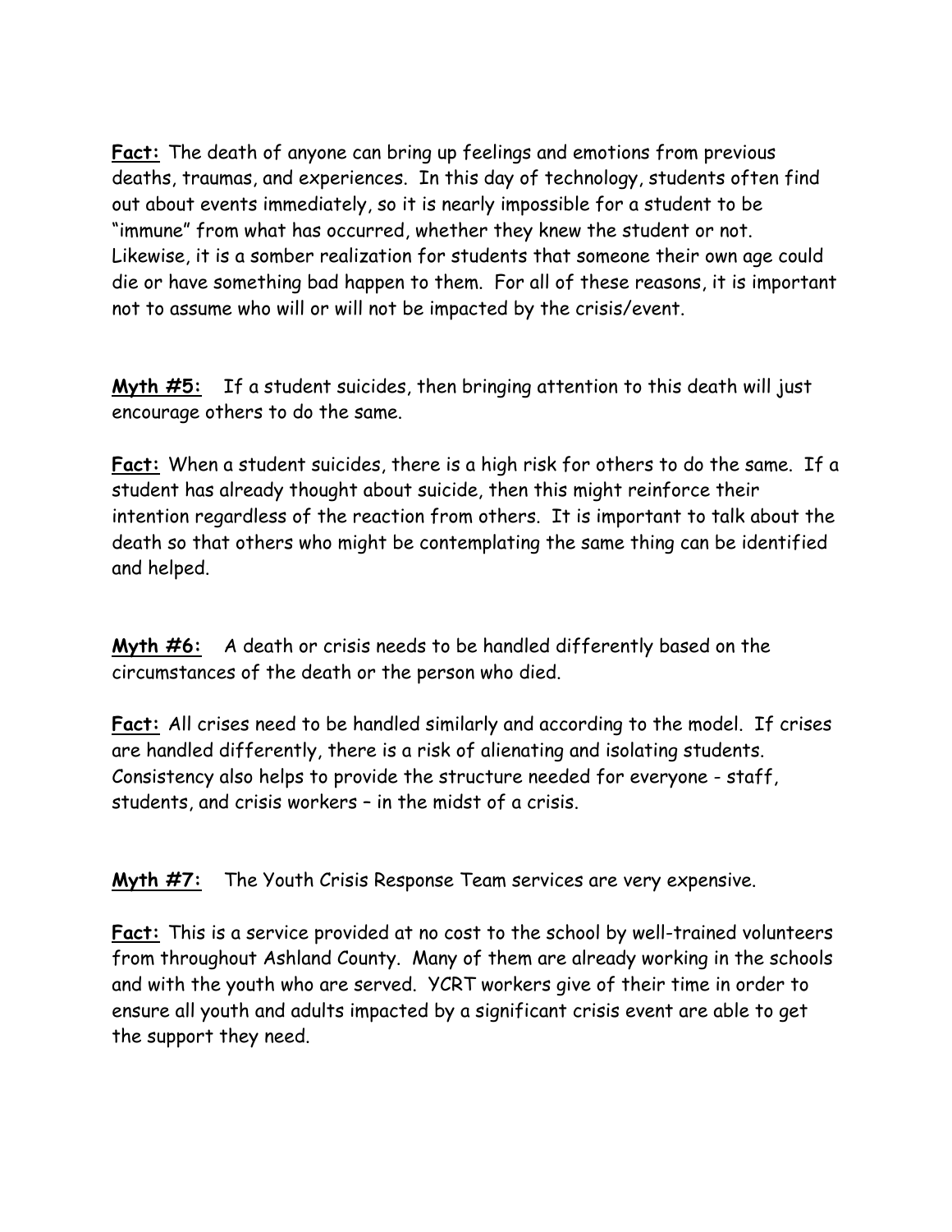**Fact:** The death of anyone can bring up feelings and emotions from previous deaths, traumas, and experiences. In this day of technology, students often find out about events immediately, so it is nearly impossible for a student to be "immune" from what has occurred, whether they knew the student or not. Likewise, it is a somber realization for students that someone their own age could die or have something bad happen to them. For all of these reasons, it is important not to assume who will or will not be impacted by the crisis/event.

**Myth #5:** If a student suicides, then bringing attention to this death will just encourage others to do the same.

**Fact:** When a student suicides, there is a high risk for others to do the same. If a student has already thought about suicide, then this might reinforce their intention regardless of the reaction from others. It is important to talk about the death so that others who might be contemplating the same thing can be identified and helped.

**Myth #6:** A death or crisis needs to be handled differently based on the circumstances of the death or the person who died.

**Fact:** All crises need to be handled similarly and according to the model. If crises are handled differently, there is a risk of alienating and isolating students. Consistency also helps to provide the structure needed for everyone - staff, students, and crisis workers – in the midst of a crisis.

**Myth #7:** The Youth Crisis Response Team services are very expensive.

**Fact:** This is a service provided at no cost to the school by well-trained volunteers from throughout Ashland County. Many of them are already working in the schools and with the youth who are served. YCRT workers give of their time in order to ensure all youth and adults impacted by a significant crisis event are able to get the support they need.